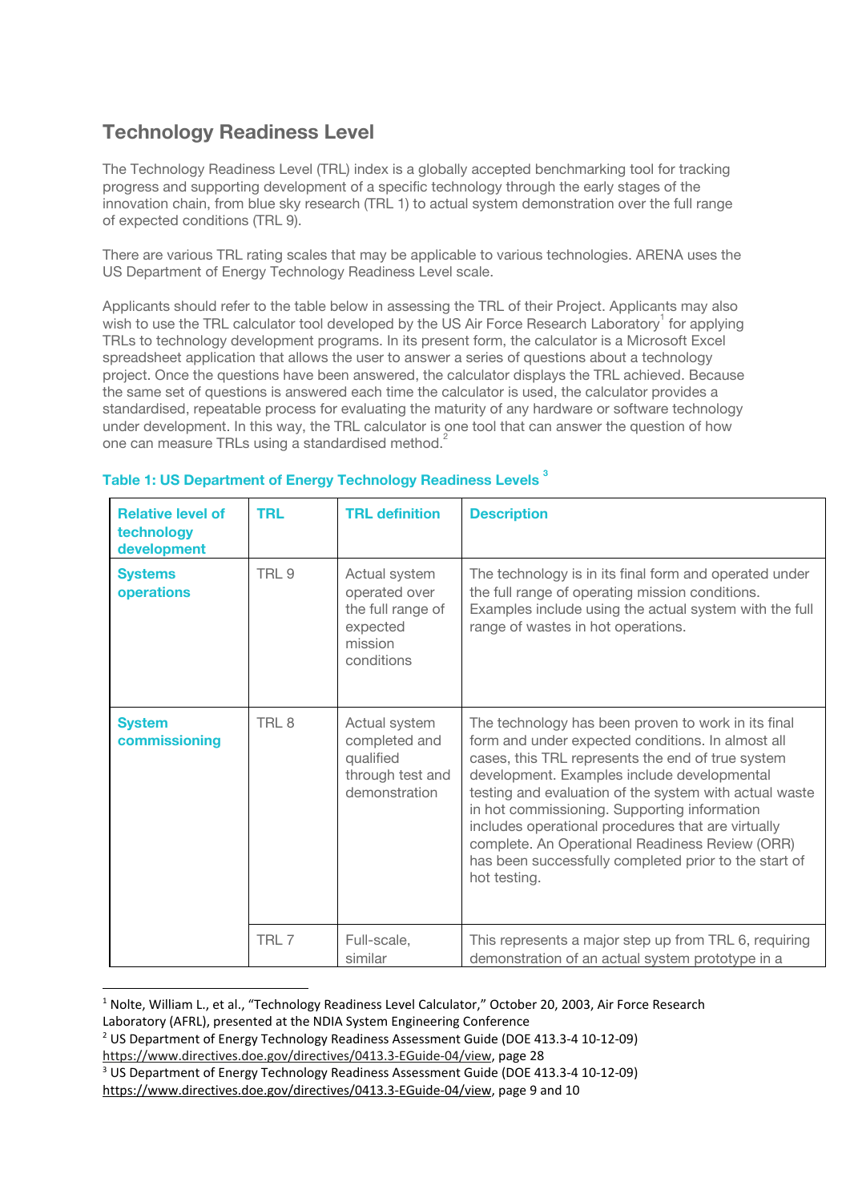## Technology Readiness Level

The Technology Readiness Level (TRL) index is a globally accepted benchmarking tool for tracking progress and supporting development of a specific technology through the early stages of the innovation chain, from blue sky research (TRL 1) to actual system demonstration over the full range of expected conditions (TRL 9).

There are various TRL rating scales that may be applicable to various technologies. ARENA uses the US Department of Energy Technology Readiness Level scale.

Applicants should refer to the table below in assessing the TRL of their Project. Applicants may also wish to use the TRL calculator tool developed by the US Air Force Research Laboratory[1] for applying TRLs to technology development programs. In its present form, the calculator is a Microsoft Excel spreadsheet application that allows the user to answer a series of questions about a technology project. Once the questions have been answered, the calculator displays the TRL achieved. Because the same set of questions is answered each time the calculator is used, the calculator provides a standardised, repeatable process for evaluating the maturity of any hardware or software technology under development. In this way, the TRL calculator is one tool that can answer the question of how one can measure TRLs using a standardised method.[2]

**Table 1: US Department of Energy Technology Readiness Levels [3]**

| Relative level of technology development | TRL | TRL definition | Description |
|---|---|---|---|
| **Systems operations** | TRL 9 | Actual system operated over the full range of expected mission conditions | The technology is in its final form and operated under the full range of operating mission conditions. Examples include using the actual system with the full range of wastes in hot operations. |
| **System commissioning** | TRL 8 | Actual system completed and qualified through test and demonstration | The technology has been proven to work in its final form and under expected conditions. In almost all cases, this TRL represents the end of true system development. Examples include developmental testing and evaluation of the system with actual waste in hot commissioning. Supporting information includes operational procedures that are virtually complete. An Operational Readiness Review (ORR) has been successfully completed prior to the start of hot testing. |
| | TRL 7 | Full-scale, similar | This represents a major step up from TRL 6, requiring demonstration of an actual system prototype in a |

[1] Nolte, William L., et al., "Technology Readiness Level Calculator," October 20, 2003, Air Force Research Laboratory (AFRL), presented at the NDIA System Engineering Conference

[2] US Department of Energy Technology Readiness Assessment Guide (DOE 413.3-4 10-12-09) https://www.directives.doe.gov/directives/0413.3-EGuide-04/view, page 28

[3] US Department of Energy Technology Readiness Assessment Guide (DOE 413.3-4 10-12-09) https://www.directives.doe.gov/directives/0413.3-EGuide-04/view, page 9 and 10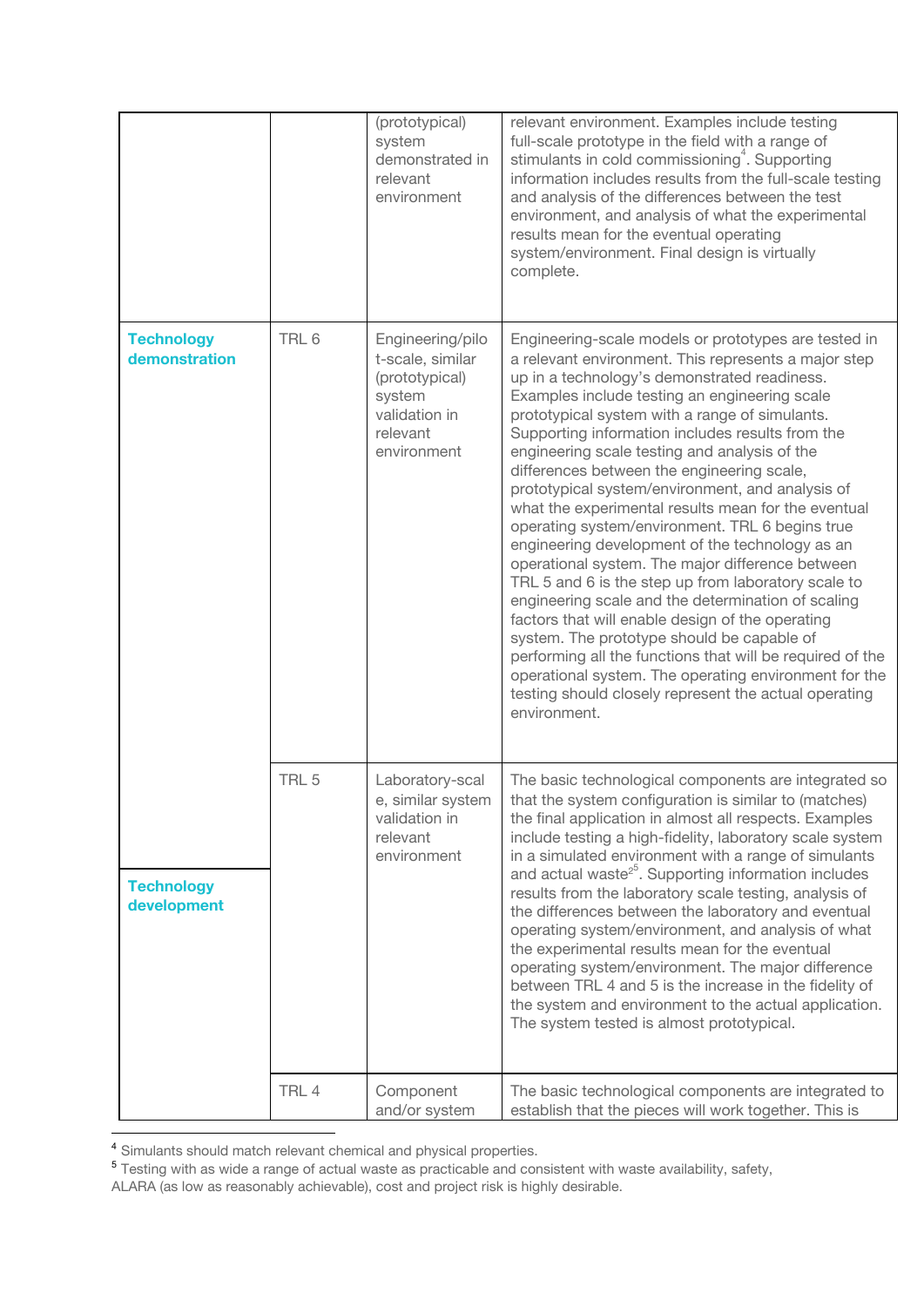| | | | |
|---|---|---|---|
| | | (prototypical) system demonstrated in relevant environment | relevant environment. Examples include testing full-scale prototype in the field with a range of stimulants in cold commissioning[4]. Supporting information includes results from the full-scale testing and analysis of the differences between the test environment, and analysis of what the experimental results mean for the eventual operating system/environment. Final design is virtually complete. |
| **Technology demonstration** | TRL 6 | Engineering/pilot-scale, similar (prototypical) system validation in relevant environment | Engineering-scale models or prototypes are tested in a relevant environment. This represents a major step up in a technology's demonstrated readiness. Examples include testing an engineering scale prototypical system with a range of simulants. Supporting information includes results from the engineering scale testing and analysis of the differences between the engineering scale, prototypical system/environment, and analysis of what the experimental results mean for the eventual operating system/environment. TRL 6 begins true engineering development of the technology as an operational system. The major difference between TRL 5 and 6 is the step up from laboratory scale to engineering scale and the determination of scaling factors that will enable design of the operating system. The prototype should be capable of performing all the functions that will be required of the operational system. The operating environment for the testing should closely represent the actual operating environment. |
| **Technology development** | TRL 5 | Laboratory-scale, similar system validation in relevant environment | The basic technological components are integrated so that the system configuration is similar to (matches) the final application in almost all respects. Examples include testing a high-fidelity, laboratory scale system in a simulated environment with a range of simulants and actual waste[25]. Supporting information includes results from the laboratory scale testing, analysis of the differences between the laboratory and eventual operating system/environment, and analysis of what the experimental results mean for the eventual operating system/environment. The major difference between TRL 4 and 5 is the increase in the fidelity of the system and environment to the actual application. The system tested is almost prototypical. |
| | TRL 4 | Component and/or system | The basic technological components are integrated to establish that the pieces will work together. This is |

[4] Simulants should match relevant chemical and physical properties.

[5] Testing with as wide a range of actual waste as practicable and consistent with waste availability, safety, ALARA (as low as reasonably achievable), cost and project risk is highly desirable.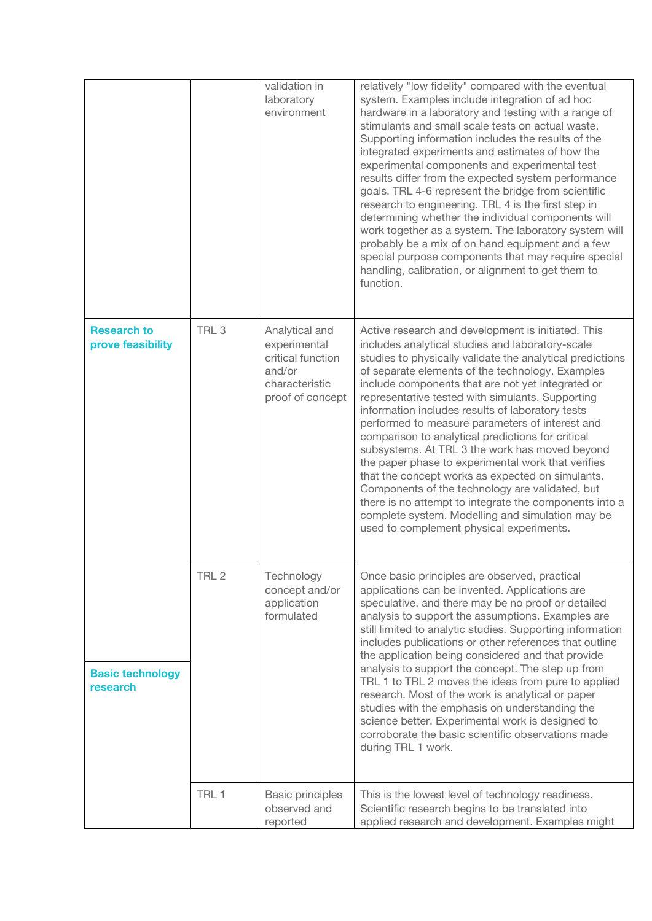|  |  |  |  |
|---|---|---|---|
|  |  | validation in laboratory environment | relatively "low fidelity" compared with the eventual system. Examples include integration of ad hoc hardware in a laboratory and testing with a range of stimulants and small scale tests on actual waste. Supporting information includes the results of the integrated experiments and estimates of how the experimental components and experimental test results differ from the expected system performance goals. TRL 4-6 represent the bridge from scientific research to engineering. TRL 4 is the first step in determining whether the individual components will work together as a system. The laboratory system will probably be a mix of on hand equipment and a few special purpose components that may require special handling, calibration, or alignment to get them to function. |
| **Research to prove feasibility** | TRL 3 | Analytical and experimental critical function and/or characteristic proof of concept | Active research and development is initiated. This includes analytical studies and laboratory-scale studies to physically validate the analytical predictions of separate elements of the technology. Examples include components that are not yet integrated or representative tested with simulants. Supporting information includes results of laboratory tests performed to measure parameters of interest and comparison to analytical predictions for critical subsystems. At TRL 3 the work has moved beyond the paper phase to experimental work that verifies that the concept works as expected on simulants. Components of the technology are validated, but there is no attempt to integrate the components into a complete system. Modelling and simulation may be used to complement physical experiments. |
| **Basic technology research** | TRL 2 | Technology concept and/or application formulated | Once basic principles are observed, practical applications can be invented. Applications are speculative, and there may be no proof or detailed analysis to support the assumptions. Examples are still limited to analytic studies. Supporting information includes publications or other references that outline the application being considered and that provide analysis to support the concept. The step up from TRL 1 to TRL 2 moves the ideas from pure to applied research. Most of the work is analytical or paper studies with the emphasis on understanding the science better. Experimental work is designed to corroborate the basic scientific observations made during TRL 1 work. |
|  | TRL 1 | Basic principles observed and reported | This is the lowest level of technology readiness. Scientific research begins to be translated into applied research and development. Examples might |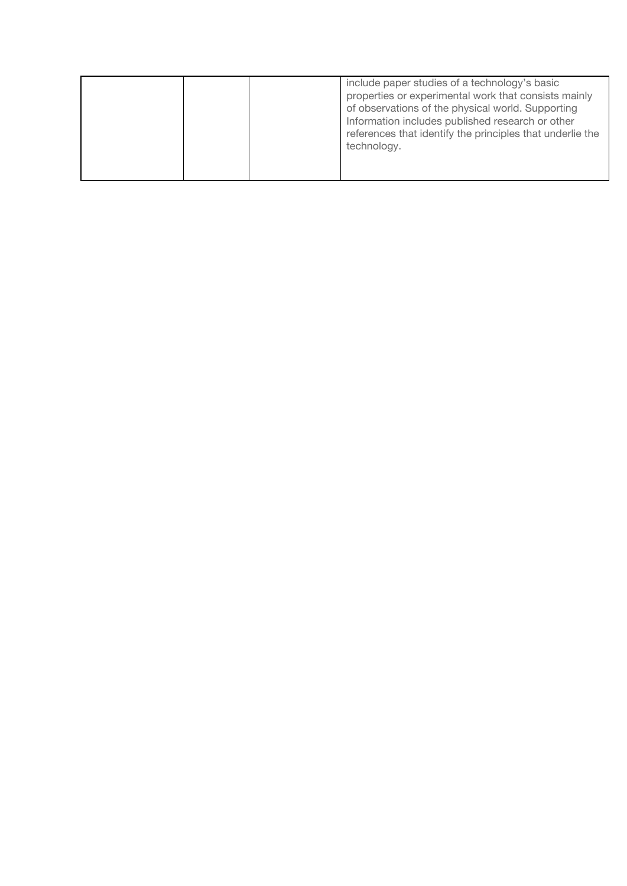| | | | |
|---|---|---|---|
| | | | include paper studies of a technology's basic properties or experimental work that consists mainly of observations of the physical world. Supporting Information includes published research or other references that identify the principles that underlie the technology. |